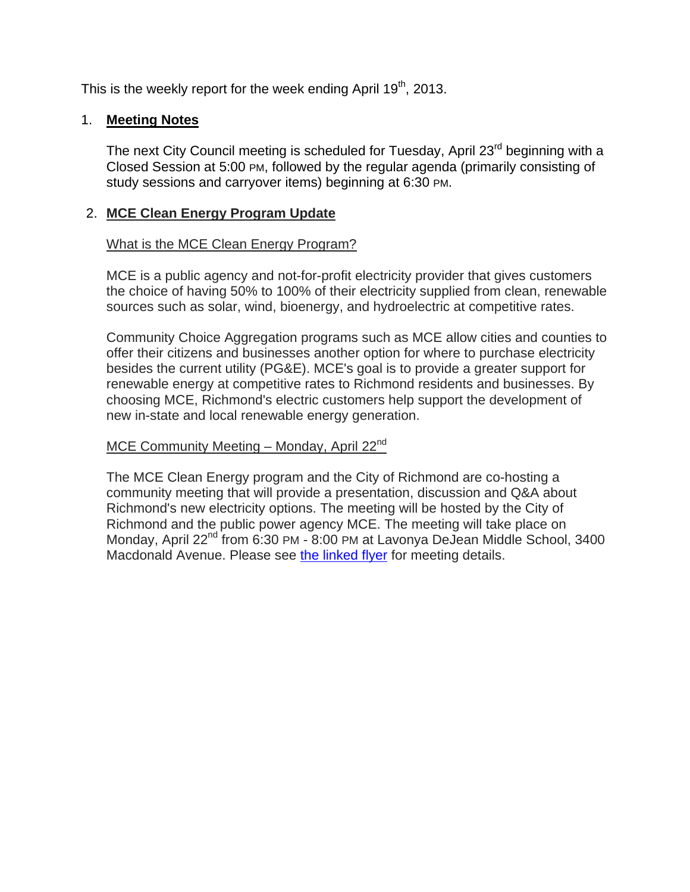This is the weekly report for the week ending April 19th, 2013.

1. **Meeting Notes**

   The next City Council meeting is scheduled for Tuesday, April 23rd beginning with a Closed Session at 5:00 PM, followed by the regular agenda (primarily consisting of study sessions and carryover items) beginning at 6:30 PM.

2. **MCE Clean Energy Program Update**

   What is the MCE Clean Energy Program?

   MCE is a public agency and not-for-profit electricity provider that gives customers the choice of having 50% to 100% of their electricity supplied from clean, renewable sources such as solar, wind, bioenergy, and hydroelectric at competitive rates.

   Community Choice Aggregation programs such as MCE allow cities and counties to offer their citizens and businesses another option for where to purchase electricity besides the current utility (PG&E). MCE's goal is to provide a greater support for renewable energy at competitive rates to Richmond residents and businesses. By choosing MCE, Richmond's electric customers help support the development of new in-state and local renewable energy generation.

   MCE Community Meeting – Monday, April 22nd

   The MCE Clean Energy program and the City of Richmond are co-hosting a community meeting that will provide a presentation, discussion and Q&A about Richmond's new electricity options. The meeting will be hosted by the City of Richmond and the public power agency MCE. The meeting will take place on Monday, April 22nd from 6:30 PM - 8:00 PM at Lavonya DeJean Middle School, 3400 Macdonald Avenue. Please see the linked flyer for meeting details.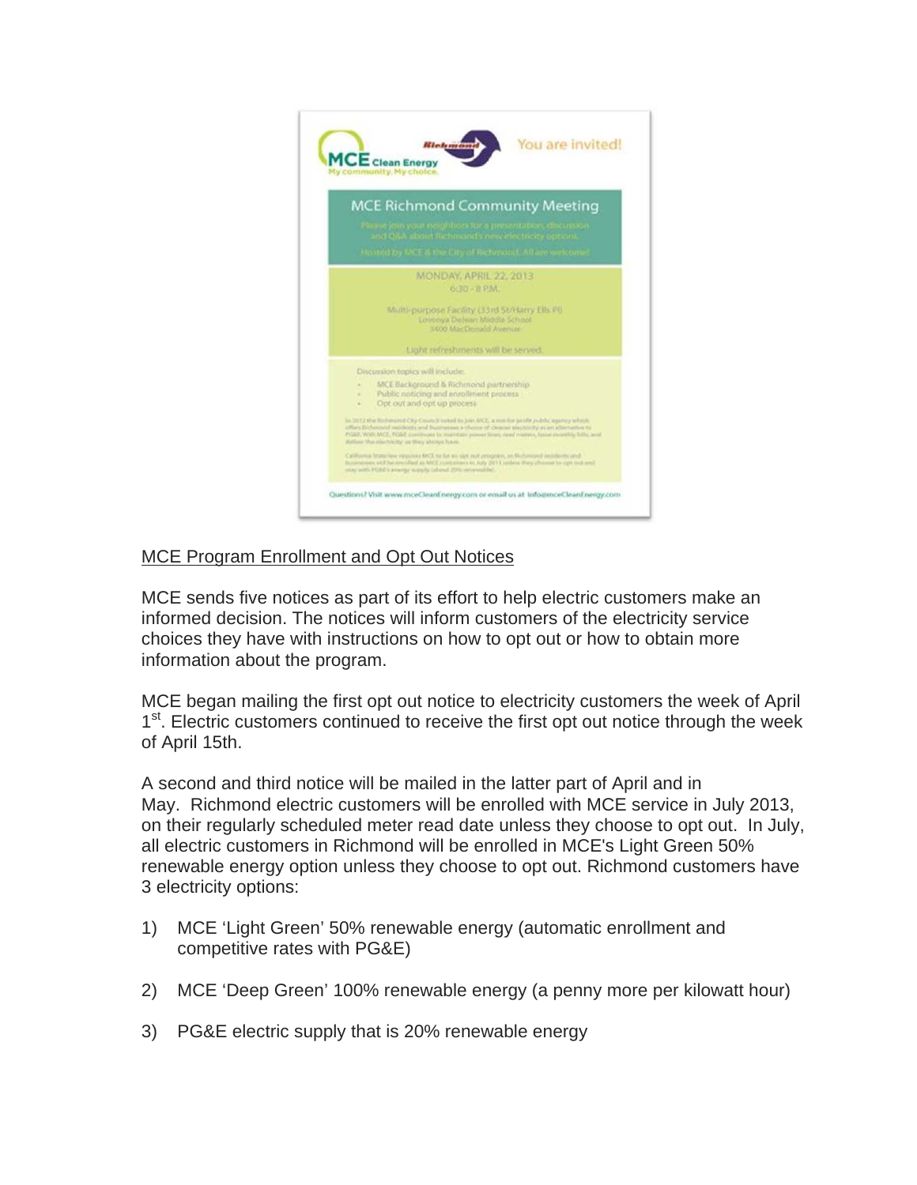MCE Program Enrollment and Opt Out Notices

MCE sends five notices as part of its effort to help electric customers make an informed decision. The notices will inform customers of the electricity service choices they have with instructions on how to opt out or how to obtain more information about the program.

MCE began mailing the first opt out notice to electricity customers the week of April 1st. Electric customers continued to receive the first opt out notice through the week of April 15th.

A second and third notice will be mailed in the latter part of April and in May. Richmond electric customers will be enrolled with MCE service in July 2013, on their regularly scheduled meter read date unless they choose to opt out. In July, all electric customers in Richmond will be enrolled in MCE's Light Green 50% renewable energy option unless they choose to opt out. Richmond customers have 3 electricity options:

1) MCE 'Light Green' 50% renewable energy (automatic enrollment and competitive rates with PG&E)

2) MCE 'Deep Green' 100% renewable energy (a penny more per kilowatt hour)

3) PG&E electric supply that is 20% renewable energy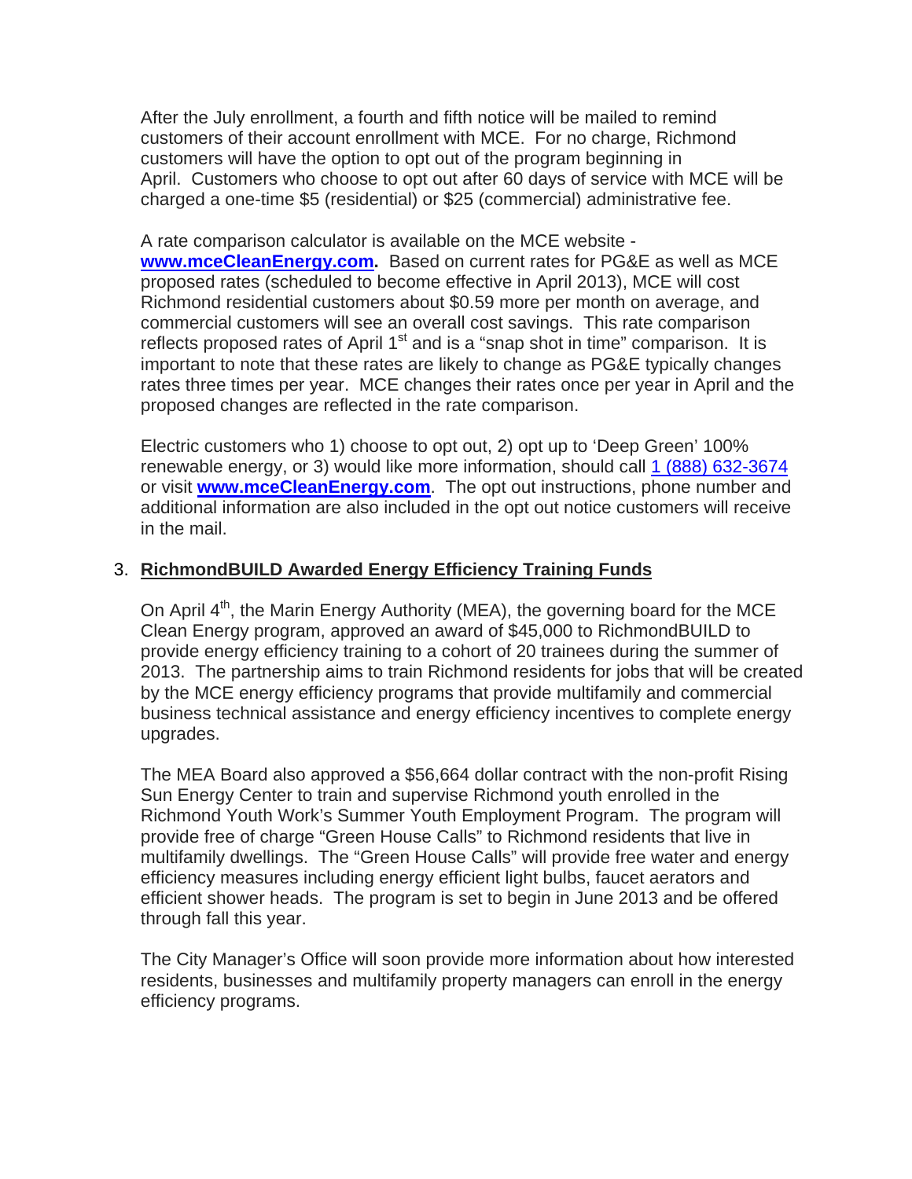After the July enrollment, a fourth and fifth notice will be mailed to remind customers of their account enrollment with MCE. For no charge, Richmond customers will have the option to opt out of the program beginning in April. Customers who choose to opt out after 60 days of service with MCE will be charged a one-time $5 (residential) or $25 (commercial) administrative fee.

A rate comparison calculator is available on the MCE website - **www.mceCleanEnergy.com.** Based on current rates for PG&E as well as MCE proposed rates (scheduled to become effective in April 2013), MCE will cost Richmond residential customers about $0.59 more per month on average, and commercial customers will see an overall cost savings. This rate comparison reflects proposed rates of April 1st and is a "snap shot in time" comparison. It is important to note that these rates are likely to change as PG&E typically changes rates three times per year. MCE changes their rates once per year in April and the proposed changes are reflected in the rate comparison.

Electric customers who 1) choose to opt out, 2) opt up to 'Deep Green' 100% renewable energy, or 3) would like more information, should call 1 (888) 632-3674 or visit **www.mceCleanEnergy.com**. The opt out instructions, phone number and additional information are also included in the opt out notice customers will receive in the mail.

3. **RichmondBUILD Awarded Energy Efficiency Training Funds**

On April 4th, the Marin Energy Authority (MEA), the governing board for the MCE Clean Energy program, approved an award of $45,000 to RichmondBUILD to provide energy efficiency training to a cohort of 20 trainees during the summer of 2013. The partnership aims to train Richmond residents for jobs that will be created by the MCE energy efficiency programs that provide multifamily and commercial business technical assistance and energy efficiency incentives to complete energy upgrades.

The MEA Board also approved a $56,664 dollar contract with the non-profit Rising Sun Energy Center to train and supervise Richmond youth enrolled in the Richmond Youth Work's Summer Youth Employment Program. The program will provide free of charge "Green House Calls" to Richmond residents that live in multifamily dwellings. The "Green House Calls" will provide free water and energy efficiency measures including energy efficient light bulbs, faucet aerators and efficient shower heads. The program is set to begin in June 2013 and be offered through fall this year.

The City Manager's Office will soon provide more information about how interested residents, businesses and multifamily property managers can enroll in the energy efficiency programs.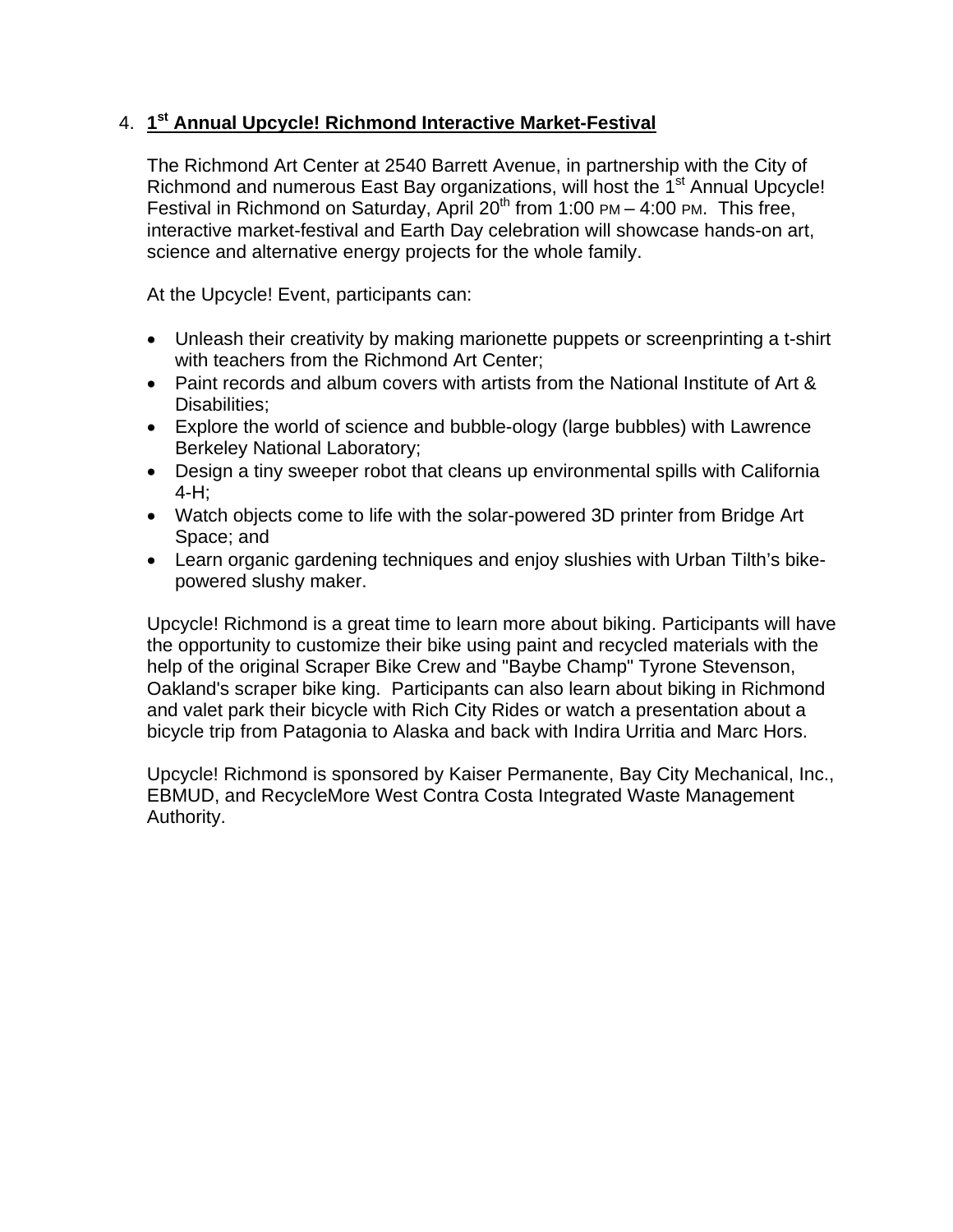4. **<u>1st Annual Upcycle! Richmond Interactive Market-Festival</u>**

The Richmond Art Center at 2540 Barrett Avenue, in partnership with the City of Richmond and numerous East Bay organizations, will host the 1st Annual Upcycle! Festival in Richmond on Saturday, April 20th from 1:00 PM – 4:00 PM. This free, interactive market-festival and Earth Day celebration will showcase hands-on art, science and alternative energy projects for the whole family.

At the Upcycle! Event, participants can:

- Unleash their creativity by making marionette puppets or screenprinting a t-shirt with teachers from the Richmond Art Center;
- Paint records and album covers with artists from the National Institute of Art & Disabilities;
- Explore the world of science and bubble-ology (large bubbles) with Lawrence Berkeley National Laboratory;
- Design a tiny sweeper robot that cleans up environmental spills with California 4-H;
- Watch objects come to life with the solar-powered 3D printer from Bridge Art Space; and
- Learn organic gardening techniques and enjoy slushies with Urban Tilth's bike-powered slushy maker.

Upcycle! Richmond is a great time to learn more about biking. Participants will have the opportunity to customize their bike using paint and recycled materials with the help of the original Scraper Bike Crew and "Baybe Champ" Tyrone Stevenson, Oakland's scraper bike king. Participants can also learn about biking in Richmond and valet park their bicycle with Rich City Rides or watch a presentation about a bicycle trip from Patagonia to Alaska and back with Indira Urritia and Marc Hors.

Upcycle! Richmond is sponsored by Kaiser Permanente, Bay City Mechanical, Inc., EBMUD, and RecycleMore West Contra Costa Integrated Waste Management Authority.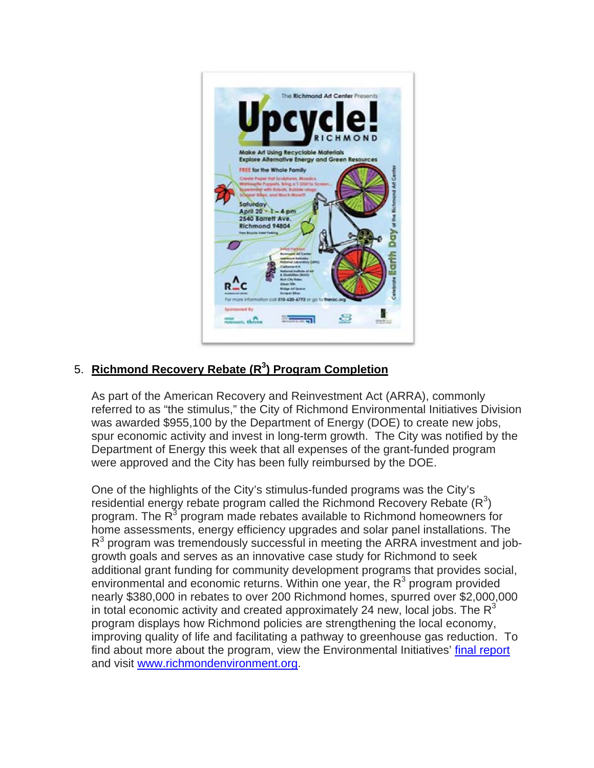5. **Richmond Recovery Rebate ($R^3$) Program Completion**

As part of the American Recovery and Reinvestment Act (ARRA), commonly referred to as "the stimulus," the City of Richmond Environmental Initiatives Division was awarded $955,100 by the Department of Energy (DOE) to create new jobs, spur economic activity and invest in long-term growth. The City was notified by the Department of Energy this week that all expenses of the grant-funded program were approved and the City has been fully reimbursed by the DOE.

One of the highlights of the City's stimulus-funded programs was the City's residential energy rebate program called the Richmond Recovery Rebate ($R^3$) program. The $R^3$ program made rebates available to Richmond homeowners for home assessments, energy efficiency upgrades and solar panel installations. The $R^3$ program was tremendously successful in meeting the ARRA investment and job-growth goals and serves as an innovative case study for Richmond to seek additional grant funding for community development programs that provides social, environmental and economic returns. Within one year, the $R^3$ program provided nearly $380,000 in rebates to over 200 Richmond homes, spurred over $2,000,000 in total economic activity and created approximately 24 new, local jobs. The $R^3$ program displays how Richmond policies are strengthening the local economy, improving quality of life and facilitating a pathway to greenhouse gas reduction. To find about more about the program, view the Environmental Initiatives' final report and visit www.richmondenvironment.org.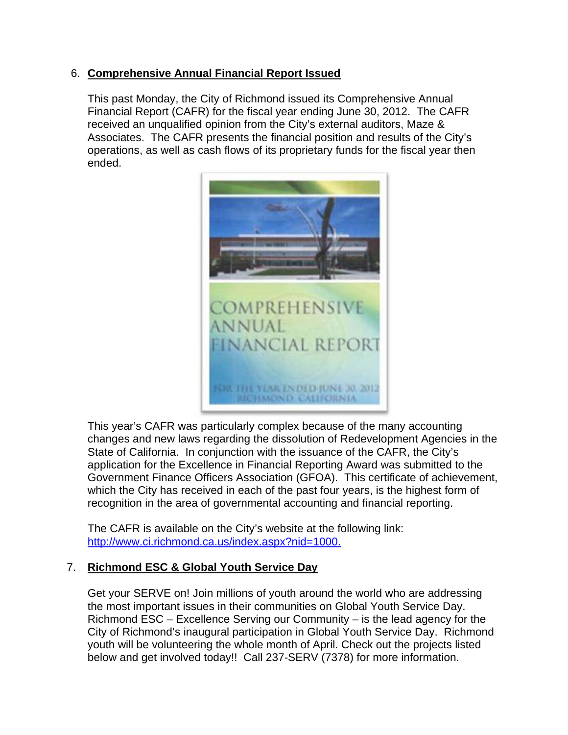6. **Comprehensive Annual Financial Report Issued**

   This past Monday, the City of Richmond issued its Comprehensive Annual Financial Report (CAFR) for the fiscal year ending June 30, 2012. The CAFR received an unqualified opinion from the City's external auditors, Maze & Associates. The CAFR presents the financial position and results of the City's operations, as well as cash flows of its proprietary funds for the fiscal year then ended.

   This year's CAFR was particularly complex because of the many accounting changes and new laws regarding the dissolution of Redevelopment Agencies in the State of California. In conjunction with the issuance of the CAFR, the City's application for the Excellence in Financial Reporting Award was submitted to the Government Finance Officers Association (GFOA). This certificate of achievement, which the City has received in each of the past four years, is the highest form of recognition in the area of governmental accounting and financial reporting.

   The CAFR is available on the City's website at the following link: http://www.ci.richmond.ca.us/index.aspx?nid=1000.

7. **Richmond ESC & Global Youth Service Day**

   Get your SERVE on! Join millions of youth around the world who are addressing the most important issues in their communities on Global Youth Service Day. Richmond ESC – Excellence Serving our Community – is the lead agency for the City of Richmond's inaugural participation in Global Youth Service Day. Richmond youth will be volunteering the whole month of April. Check out the projects listed below and get involved today!! Call 237-SERV (7378) for more information.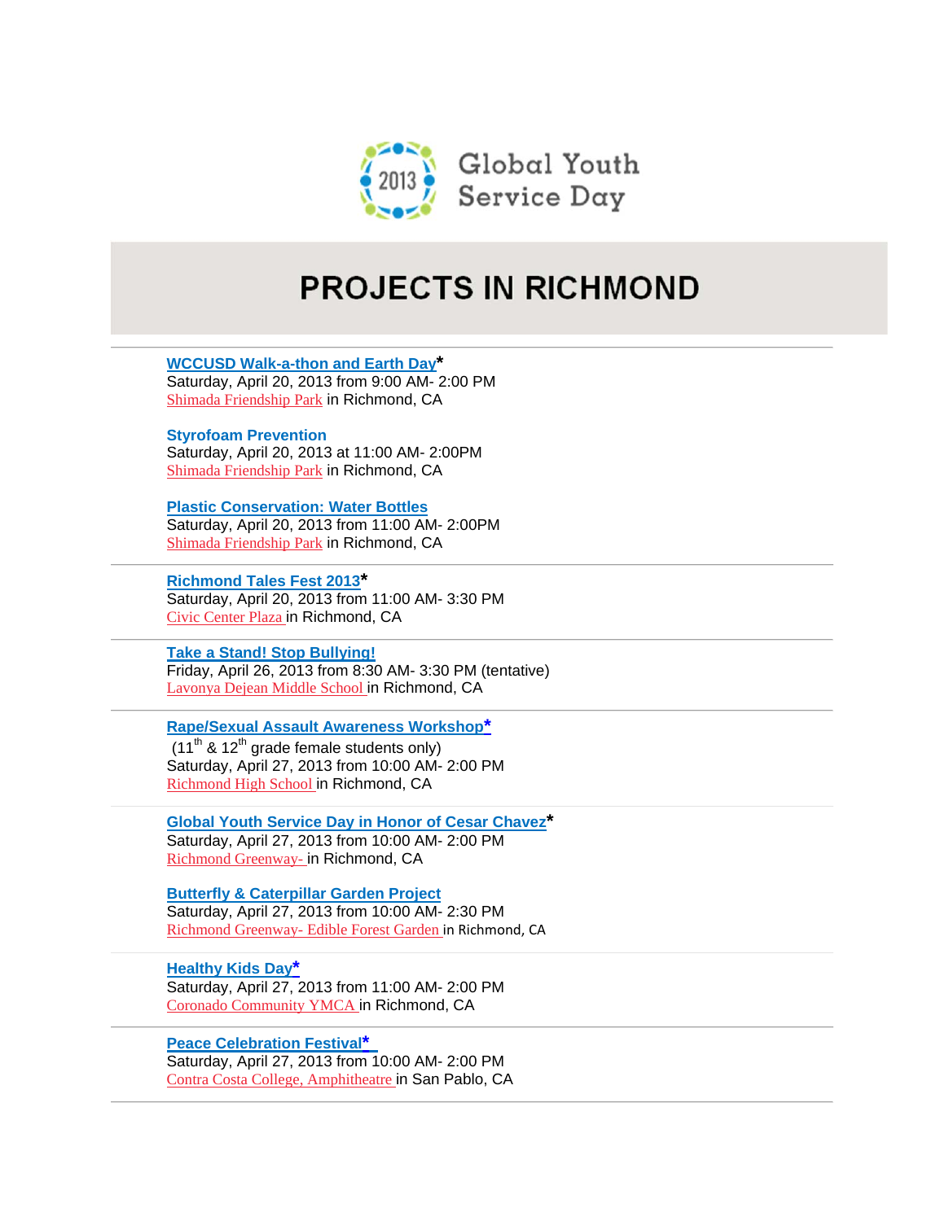Global Youth Service Day 2013

# PROJECTS IN RICHMOND

---

**WCCUSD Walk-a-thon and Earth Day***
Saturday, April 20, 2013 from 9:00 AM- 2:00 PM
Shimada Friendship Park in Richmond, CA

**Styrofoam Prevention**
Saturday, April 20, 2013 at 11:00 AM- 2:00PM
Shimada Friendship Park in Richmond, CA

**Plastic Conservation: Water Bottles**
Saturday, April 20, 2013 from 11:00 AM- 2:00PM
Shimada Friendship Park in Richmond, CA

---

**Richmond Tales Fest 2013***
Saturday, April 20, 2013 from 11:00 AM- 3:30 PM
Civic Center Plaza in Richmond, CA

---

**Take a Stand! Stop Bullying!**
Friday, April 26, 2013 from 8:30 AM- 3:30 PM (tentative)
Lavonya Dejean Middle School in Richmond, CA

---

**Rape/Sexual Assault Awareness Workshop***
(11th & 12th grade female students only)
Saturday, April 27, 2013 from 10:00 AM- 2:00 PM
Richmond High School in Richmond, CA

---

**Global Youth Service Day in Honor of Cesar Chavez***
Saturday, April 27, 2013 from 10:00 AM- 2:00 PM
Richmond Greenway- in Richmond, CA

**Butterfly & Caterpillar Garden Project**
Saturday, April 27, 2013 from 10:00 AM- 2:30 PM
Richmond Greenway- Edible Forest Garden in Richmond, CA

---

**Healthy Kids Day***
Saturday, April 27, 2013 from 11:00 AM- 2:00 PM
Coronado Community YMCA in Richmond, CA

---

**Peace Celebration Festival***
Saturday, April 27, 2013 from 10:00 AM- 2:00 PM
Contra Costa College, Amphitheatre in San Pablo, CA

---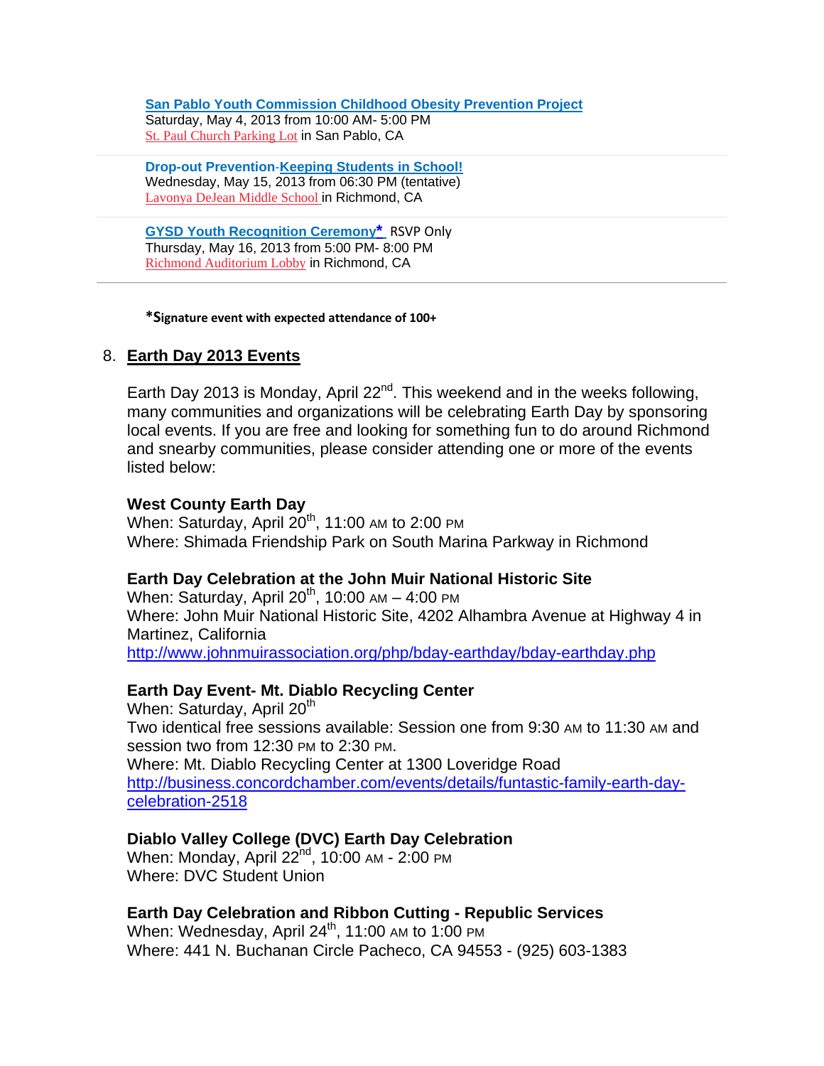**San Pablo Youth Commission Childhood Obesity Prevention Project**
Saturday, May 4, 2013 from 10:00 AM- 5:00 PM
St. Paul Church Parking Lot in San Pablo, CA

**Drop-out Prevention-Keeping Students in School!**
Wednesday, May 15, 2013 from 06:30 PM (tentative)
Lavonya DeJean Middle School in Richmond, CA

**GYSD Youth Recognition Ceremony*** RSVP Only
Thursday, May 16, 2013 from 5:00 PM- 8:00 PM
Richmond Auditorium Lobby in Richmond, CA

---

***Signature event with expected attendance of 100+**

## 8. Earth Day 2013 Events

Earth Day 2013 is Monday, April 22nd. This weekend and in the weeks following, many communities and organizations will be celebrating Earth Day by sponsoring local events. If you are free and looking for something fun to do around Richmond and snearby communities, please consider attending one or more of the events listed below:

**West County Earth Day**
When: Saturday, April 20th, 11:00 AM to 2:00 PM
Where: Shimada Friendship Park on South Marina Parkway in Richmond

**Earth Day Celebration at the John Muir National Historic Site**
When: Saturday, April 20th, 10:00 AM – 4:00 PM
Where: John Muir National Historic Site, 4202 Alhambra Avenue at Highway 4 in Martinez, California
http://www.johnmuirassociation.org/php/bday-earthday/bday-earthday.php

**Earth Day Event- Mt. Diablo Recycling Center**
When: Saturday, April 20th
Two identical free sessions available: Session one from 9:30 AM to 11:30 AM and session two from 12:30 PM to 2:30 PM.
Where: Mt. Diablo Recycling Center at 1300 Loveridge Road
http://business.concordchamber.com/events/details/funtastic-family-earth-day-celebration-2518

**Diablo Valley College (DVC) Earth Day Celebration**
When: Monday, April 22nd, 10:00 AM - 2:00 PM
Where: DVC Student Union

**Earth Day Celebration and Ribbon Cutting - Republic Services**
When: Wednesday, April 24th, 11:00 AM to 1:00 PM
Where: 441 N. Buchanan Circle Pacheco, CA 94553 - (925) 603-1383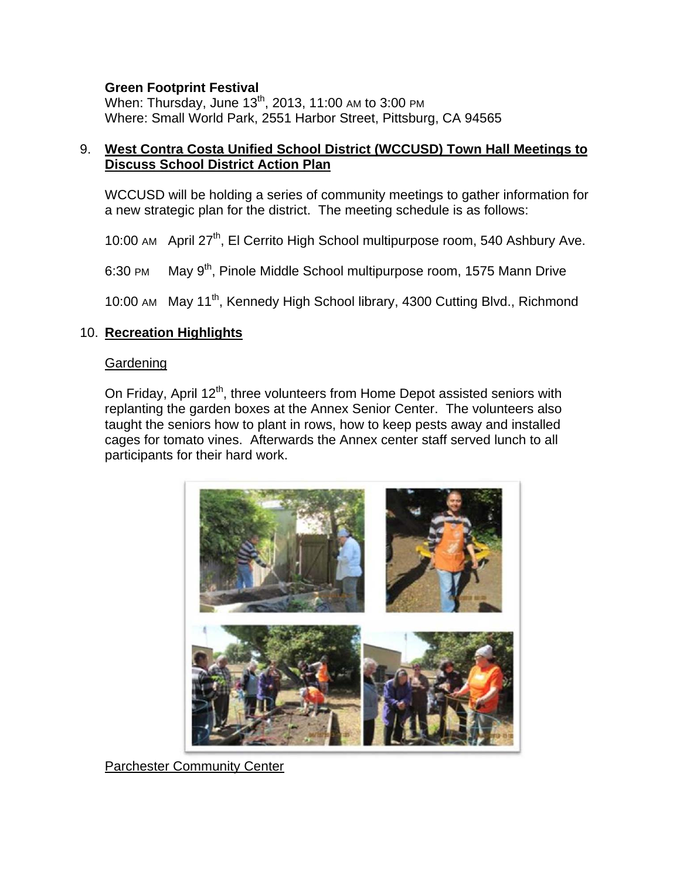**Green Footprint Festival**
When: Thursday, June 13th, 2013, 11:00 AM to 3:00 PM
Where: Small World Park, 2551 Harbor Street, Pittsburg, CA 94565

9. **West Contra Costa Unified School District (WCCUSD) Town Hall Meetings to Discuss School District Action Plan**

   WCCUSD will be holding a series of community meetings to gather information for a new strategic plan for the district. The meeting schedule is as follows:

   10:00 AM April 27th, El Cerrito High School multipurpose room, 540 Ashbury Ave.

   6:30 PM May 9th, Pinole Middle School multipurpose room, 1575 Mann Drive

   10:00 AM May 11th, Kennedy High School library, 4300 Cutting Blvd., Richmond

10. **Recreation Highlights**

    Gardening

    On Friday, April 12th, three volunteers from Home Depot assisted seniors with replanting the garden boxes at the Annex Senior Center. The volunteers also taught the seniors how to plant in rows, how to keep pests away and installed cages for tomato vines. Afterwards the Annex center staff served lunch to all participants for their hard work.

    Parchester Community Center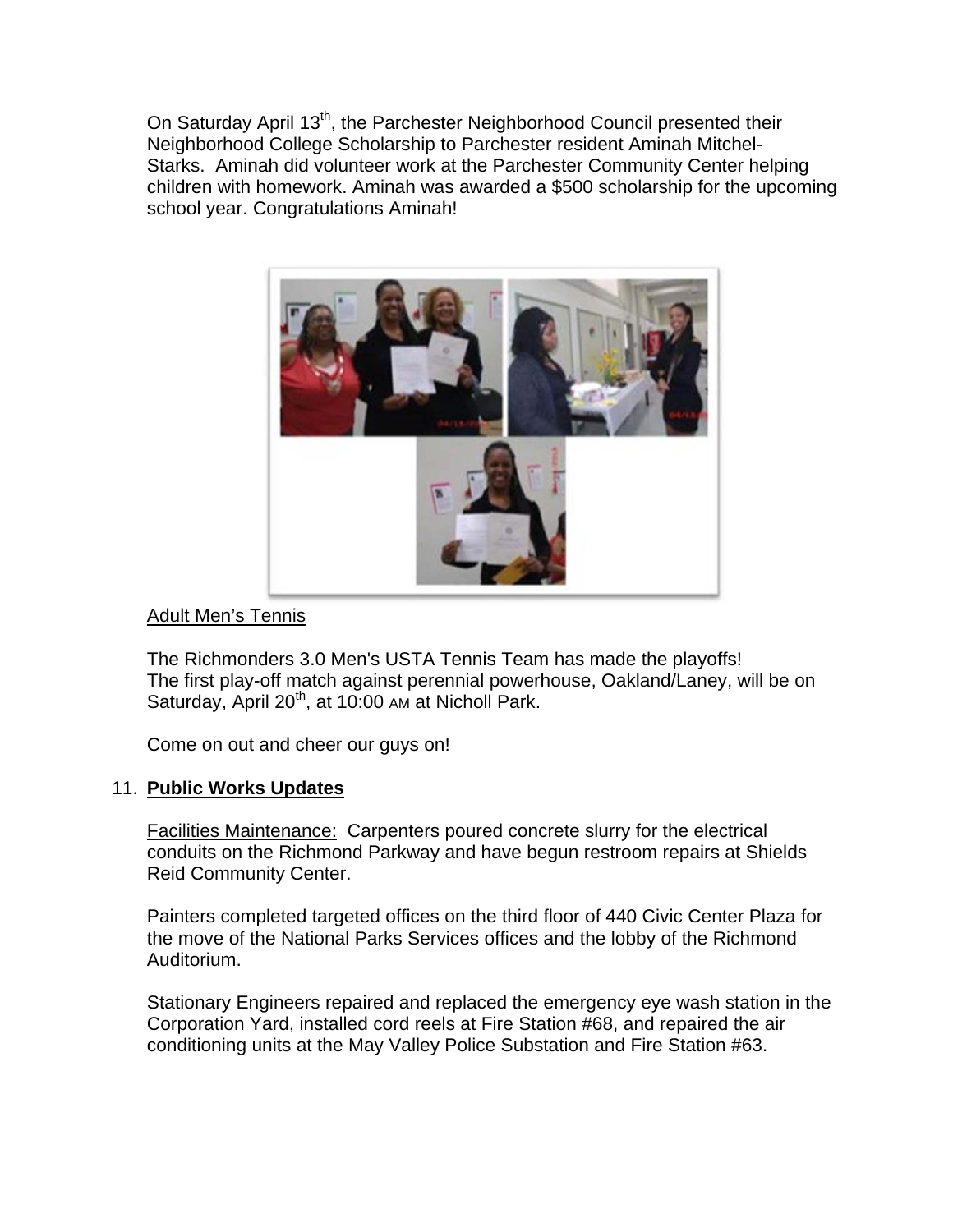On Saturday April 13th, the Parchester Neighborhood Council presented their Neighborhood College Scholarship to Parchester resident Aminah Mitchel-Starks. Aminah did volunteer work at the Parchester Community Center helping children with homework. Aminah was awarded a $500 scholarship for the upcoming school year. Congratulations Aminah!

<u>Adult Men's Tennis</u>

The Richmonders 3.0 Men's USTA Tennis Team has made the playoffs! The first play-off match against perennial powerhouse, Oakland/Laney, will be on Saturday, April 20th, at 10:00 AM at Nicholl Park.

Come on out and cheer our guys on!

11. **Public Works Updates**

<u>Facilities Maintenance:</u> Carpenters poured concrete slurry for the electrical conduits on the Richmond Parkway and have begun restroom repairs at Shields Reid Community Center.

Painters completed targeted offices on the third floor of 440 Civic Center Plaza for the move of the National Parks Services offices and the lobby of the Richmond Auditorium.

Stationary Engineers repaired and replaced the emergency eye wash station in the Corporation Yard, installed cord reels at Fire Station #68, and repaired the air conditioning units at the May Valley Police Substation and Fire Station #63.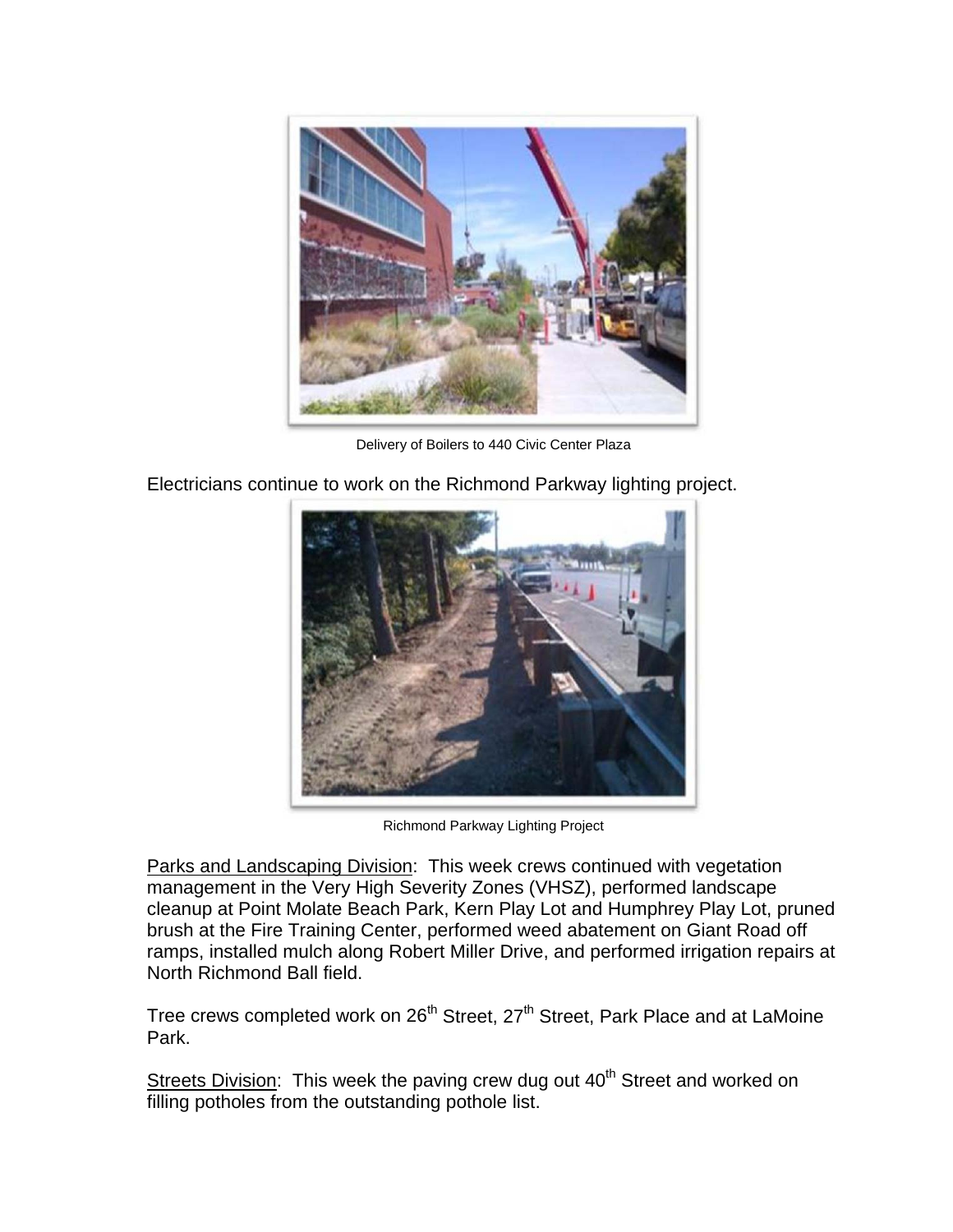Delivery of Boilers to 440 Civic Center Plaza

Electricians continue to work on the Richmond Parkway lighting project.

Richmond Parkway Lighting Project

Parks and Landscaping Division: This week crews continued with vegetation management in the Very High Severity Zones (VHSZ), performed landscape cleanup at Point Molate Beach Park, Kern Play Lot and Humphrey Play Lot, pruned brush at the Fire Training Center, performed weed abatement on Giant Road off ramps, installed mulch along Robert Miller Drive, and performed irrigation repairs at North Richmond Ball field.

Tree crews completed work on 26th Street, 27th Street, Park Place and at LaMoine Park.

Streets Division: This week the paving crew dug out 40th Street and worked on filling potholes from the outstanding pothole list.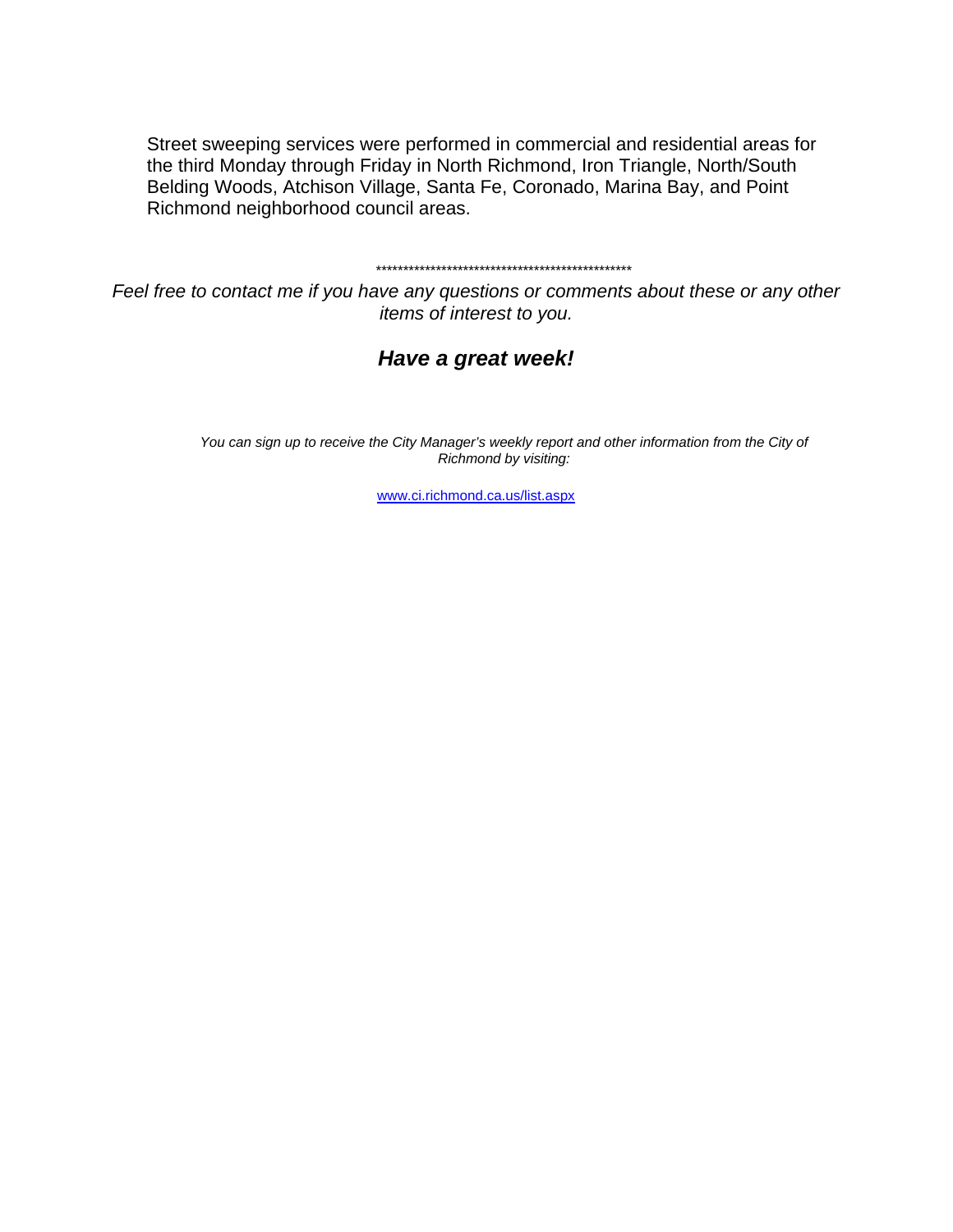Street sweeping services were performed in commercial and residential areas for the third Monday through Friday in North Richmond, Iron Triangle, North/South Belding Woods, Atchison Village, Santa Fe, Coronado, Marina Bay, and Point Richmond neighborhood council areas.

************************************************

*Feel free to contact me if you have any questions or comments about these or any other items of interest to you.*

***Have a great week!***

*You can sign up to receive the City Manager's weekly report and other information from the City of Richmond by visiting:*

www.ci.richmond.ca.us/list.aspx